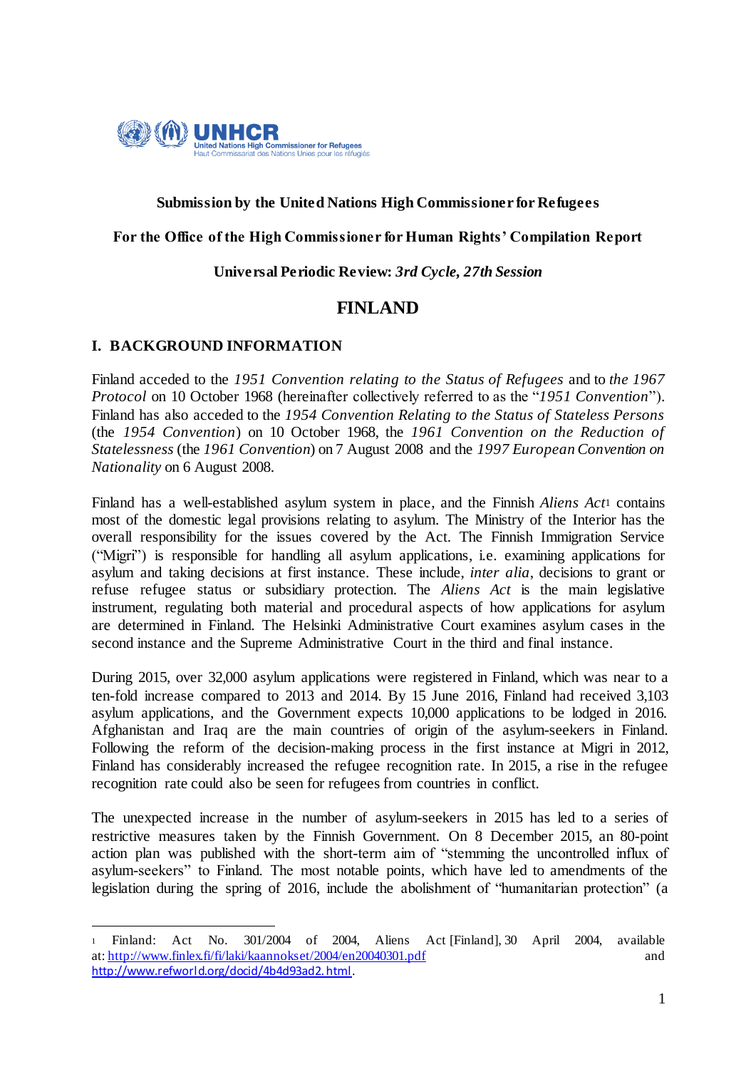**Submission by the United Nations High Commissioner for Refugees**

**For the Office of the High Commissioner for Human Rights' Compilation Report**

**Universal Periodic Review:** ***3rd Cycle, 27th Session***

# FINLAND

## I. BACKGROUND INFORMATION

Finland acceded to the *1951 Convention relating to the Status of Refugees* and to *the 1967 Protocol* on 10 October 1968 (hereinafter collectively referred to as the "*1951 Convention*"). Finland has also acceded to the *1954 Convention Relating to the Status of Stateless Persons* (the *1954 Convention*) on 10 October 1968, the *1961 Convention on the Reduction of Statelessness* (the *1961 Convention*) on 7 August 2008 and the *1997 European Convention on Nationality* on 6 August 2008.

Finland has a well-established asylum system in place, and the Finnish *Aliens Act*[1] contains most of the domestic legal provisions relating to asylum. The Ministry of the Interior has the overall responsibility for the issues covered by the Act. The Finnish Immigration Service ("Migri") is responsible for handling all asylum applications, i.e. examining applications for asylum and taking decisions at first instance. These include, *inter alia*, decisions to grant or refuse refugee status or subsidiary protection. The *Aliens Act* is the main legislative instrument, regulating both material and procedural aspects of how applications for asylum are determined in Finland. The Helsinki Administrative Court examines asylum cases in the second instance and the Supreme Administrative Court in the third and final instance.

During 2015, over 32,000 asylum applications were registered in Finland, which was near to a ten-fold increase compared to 2013 and 2014. By 15 June 2016, Finland had received 3,103 asylum applications, and the Government expects 10,000 applications to be lodged in 2016. Afghanistan and Iraq are the main countries of origin of the asylum-seekers in Finland. Following the reform of the decision-making process in the first instance at Migri in 2012, Finland has considerably increased the refugee recognition rate. In 2015, a rise in the refugee recognition rate could also be seen for refugees from countries in conflict.

The unexpected increase in the number of asylum-seekers in 2015 has led to a series of restrictive measures taken by the Finnish Government. On 8 December 2015, an 80-point action plan was published with the short-term aim of "stemming the uncontrolled influx of asylum-seekers" to Finland. The most notable points, which have led to amendments of the legislation during the spring of 2016, include the abolishment of "humanitarian protection" (a

---

[1] Finland: Act No. 301/2004 of 2004, Aliens Act [Finland], 30 April 2004, available at: http://www.finlex.fi/fi/laki/kaannokset/2004/en20040301.pdf and http://www.refworld.org/docid/4b4d93ad2.html.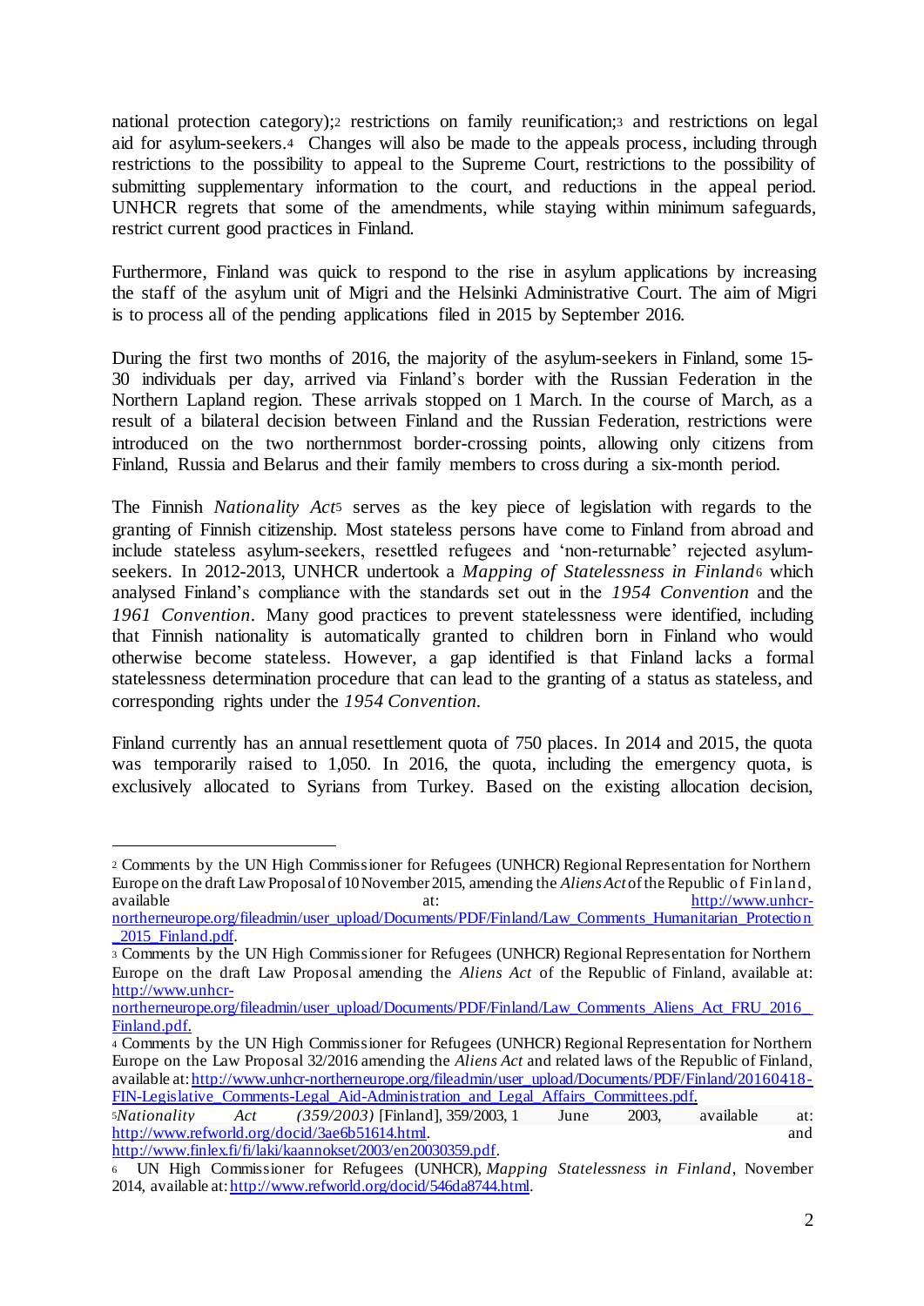national protection category);[2] restrictions on family reunification;[3] and restrictions on legal aid for asylum-seekers.[4] Changes will also be made to the appeals process, including through restrictions to the possibility to appeal to the Supreme Court, restrictions to the possibility of submitting supplementary information to the court, and reductions in the appeal period. UNHCR regrets that some of the amendments, while staying within minimum safeguards, restrict current good practices in Finland.

Furthermore, Finland was quick to respond to the rise in asylum applications by increasing the staff of the asylum unit of Migri and the Helsinki Administrative Court. The aim of Migri is to process all of the pending applications filed in 2015 by September 2016.

During the first two months of 2016, the majority of the asylum-seekers in Finland, some 15-30 individuals per day, arrived via Finland's border with the Russian Federation in the Northern Lapland region. These arrivals stopped on 1 March. In the course of March, as a result of a bilateral decision between Finland and the Russian Federation, restrictions were introduced on the two northernmost border-crossing points, allowing only citizens from Finland, Russia and Belarus and their family members to cross during a six-month period.

The Finnish *Nationality Act*[5] serves as the key piece of legislation with regards to the granting of Finnish citizenship. Most stateless persons have come to Finland from abroad and include stateless asylum-seekers, resettled refugees and 'non-returnable' rejected asylum-seekers. In 2012-2013, UNHCR undertook a *Mapping of Statelessness in Finland*[6] which analysed Finland's compliance with the standards set out in the *1954 Convention* and the *1961 Convention*. Many good practices to prevent statelessness were identified, including that Finnish nationality is automatically granted to children born in Finland who would otherwise become stateless. However, a gap identified is that Finland lacks a formal statelessness determination procedure that can lead to the granting of a status as stateless, and corresponding rights under the *1954 Convention*.

Finland currently has an annual resettlement quota of 750 places. In 2014 and 2015, the quota was temporarily raised to 1,050. In 2016, the quota, including the emergency quota, is exclusively allocated to Syrians from Turkey. Based on the existing allocation decision,

---

[2] Comments by the UN High Commissioner for Refugees (UNHCR) Regional Representation for Northern Europe on the draft Law Proposal of 10 November 2015, amending the *Aliens Act* of the Republic of Finland, available at: http://www.unhcr-northerneurope.org/fileadmin/user_upload/Documents/PDF/Finland/Law_Comments_Humanitarian_Protection_2015_Finland.pdf.

[3] Comments by the UN High Commissioner for Refugees (UNHCR) Regional Representation for Northern Europe on the draft Law Proposal amending the *Aliens Act* of the Republic of Finland, available at: http://www.unhcr-northerneurope.org/fileadmin/user_upload/Documents/PDF/Finland/Law_Comments_Aliens_Act_FRU_2016_Finland.pdf.

[4] Comments by the UN High Commissioner for Refugees (UNHCR) Regional Representation for Northern Europe on the Law Proposal 32/2016 amending the *Aliens Act* and related laws of the Republic of Finland, available at: http://www.unhcr-northerneurope.org/fileadmin/user_upload/Documents/PDF/Finland/20160418-FIN-Legislative_Comments-Legal_Aid-Administration_and_Legal_Affairs_Committees.pdf.

[5] *Nationality Act (359/2003)* [Finland], 359/2003, 1 June 2003, available at: http://www.refworld.org/docid/3ae6b51614.html. and http://www.finlex.fi/fi/laki/kaannokset/2003/en20030359.pdf.

[6] UN High Commissioner for Refugees (UNHCR), *Mapping Statelessness in Finland*, November 2014, available at: http://www.refworld.org/docid/546da8744.html.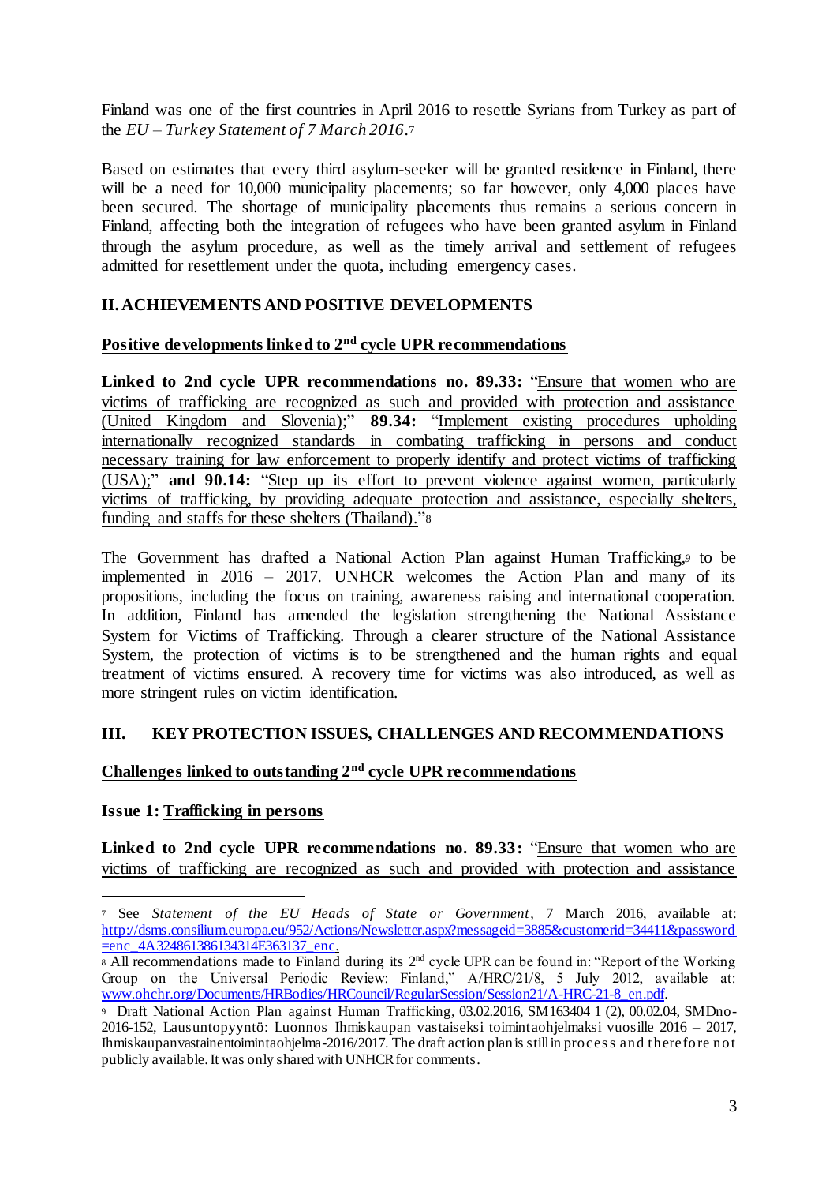Finland was one of the first countries in April 2016 to resettle Syrians from Turkey as part of the *EU – Turkey Statement of 7 March 2016*.[7]

Based on estimates that every third asylum-seeker will be granted residence in Finland, there will be a need for 10,000 municipality placements; so far however, only 4,000 places have been secured. The shortage of municipality placements thus remains a serious concern in Finland, affecting both the integration of refugees who have been granted asylum in Finland through the asylum procedure, as well as the timely arrival and settlement of refugees admitted for resettlement under the quota, including emergency cases.

## II. ACHIEVEMENTS AND POSITIVE DEVELOPMENTS

### Positive developments linked to 2nd cycle UPR recommendations

**Linked to 2nd cycle UPR recommendations no. 89.33:** "Ensure that women who are victims of trafficking are recognized as such and provided with protection and assistance (United Kingdom and Slovenia);" **89.34:** "Implement existing procedures upholding internationally recognized standards in combating trafficking in persons and conduct necessary training for law enforcement to properly identify and protect victims of trafficking (USA);" **and 90.14:** "Step up its effort to prevent violence against women, particularly victims of trafficking, by providing adequate protection and assistance, especially shelters, funding and staffs for these shelters (Thailand)."[8]

The Government has drafted a National Action Plan against Human Trafficking,[9] to be implemented in 2016 – 2017. UNHCR welcomes the Action Plan and many of its propositions, including the focus on training, awareness raising and international cooperation. In addition, Finland has amended the legislation strengthening the National Assistance System for Victims of Trafficking. Through a clearer structure of the National Assistance System, the protection of victims is to be strengthened and the human rights and equal treatment of victims ensured. A recovery time for victims was also introduced, as well as more stringent rules on victim identification.

## III. KEY PROTECTION ISSUES, CHALLENGES AND RECOMMENDATIONS

### Challenges linked to outstanding 2nd cycle UPR recommendations

**Issue 1: Trafficking in persons**

**Linked to 2nd cycle UPR recommendations no. 89.33:** "Ensure that women who are victims of trafficking are recognized as such and provided with protection and assistance

---

[7] See *Statement of the EU Heads of State or Government*, 7 March 2016, available at: http://dsms.consilium.europa.eu/952/Actions/Newsletter.aspx?messageid=3885&customerid=34411&password=enc_4A324861386134314E363137_enc.

[8] All recommendations made to Finland during its 2nd cycle UPR can be found in: "Report of the Working Group on the Universal Periodic Review: Finland," A/HRC/21/8, 5 July 2012, available at: www.ohchr.org/Documents/HRBodies/HRCouncil/RegularSession/Session21/A-HRC-21-8_en.pdf.

[9] Draft National Action Plan against Human Trafficking, 03.02.2016, SM163404 1 (2), 00.02.04, SMDno-2016-152, Lausuntopyyntö: Luonnos Ihmiskaupan vastaiseksi toimintaohjelmaksi vuosille 2016 – 2017, Ihmiskaupanvastainentoimintaohjelma-2016/2017. The draft action plan is still in process and therefore not publicly available. It was only shared with UNHCR for comments.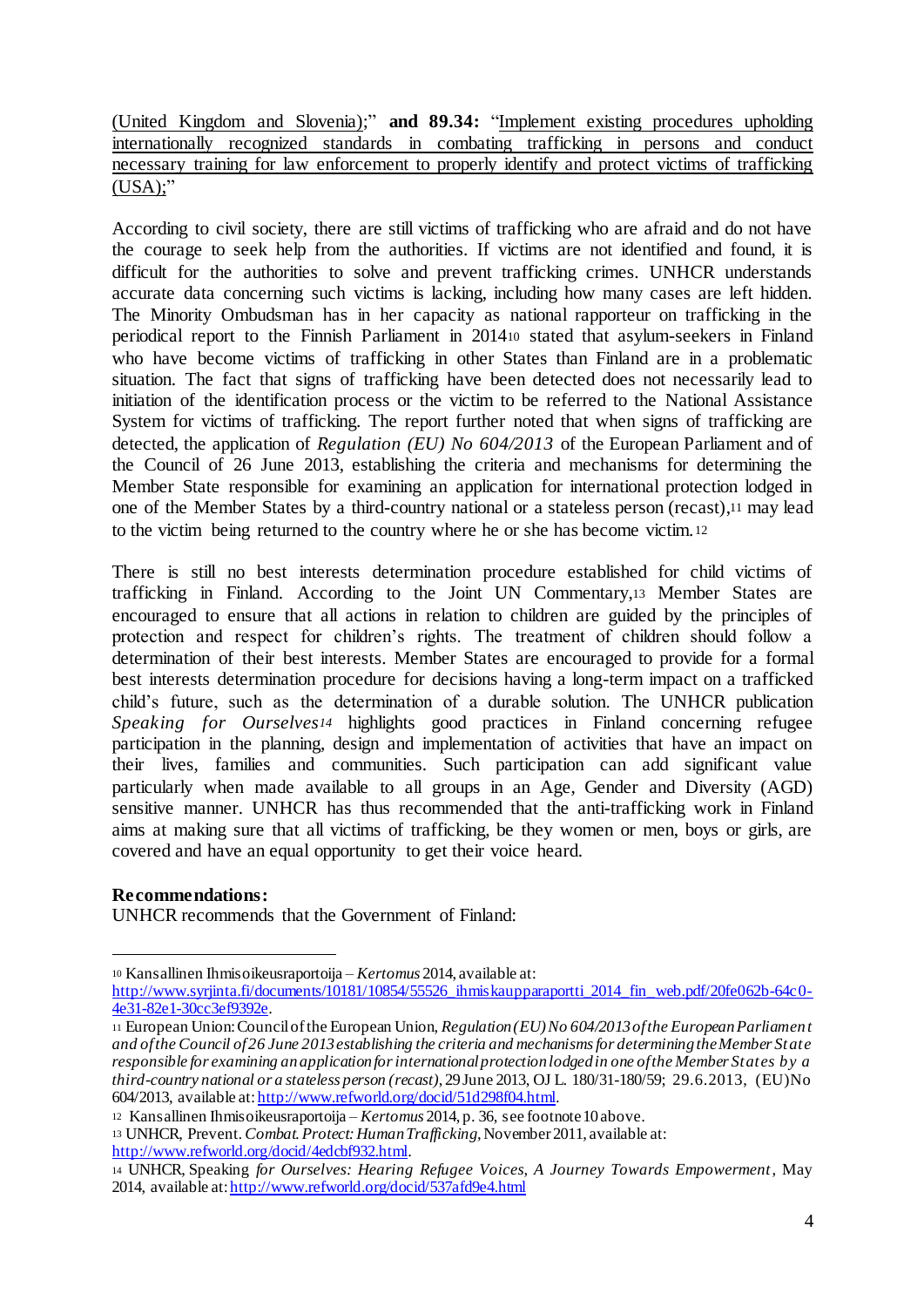(United Kingdom and Slovenia);" **and 89.34:** "Implement existing procedures upholding internationally recognized standards in combating trafficking in persons and conduct necessary training for law enforcement to properly identify and protect victims of trafficking (USA);"

According to civil society, there are still victims of trafficking who are afraid and do not have the courage to seek help from the authorities. If victims are not identified and found, it is difficult for the authorities to solve and prevent trafficking crimes. UNHCR understands accurate data concerning such victims is lacking, including how many cases are left hidden. The Minority Ombudsman has in her capacity as national rapporteur on trafficking in the periodical report to the Finnish Parliament in 2014[10] stated that asylum-seekers in Finland who have become victims of trafficking in other States than Finland are in a problematic situation. The fact that signs of trafficking have been detected does not necessarily lead to initiation of the identification process or the victim to be referred to the National Assistance System for victims of trafficking. The report further noted that when signs of trafficking are detected, the application of *Regulation (EU) No 604/2013* of the European Parliament and of the Council of 26 June 2013, establishing the criteria and mechanisms for determining the Member State responsible for examining an application for international protection lodged in one of the Member States by a third-country national or a stateless person (recast),[11] may lead to the victim being returned to the country where he or she has become victim.[12]

There is still no best interests determination procedure established for child victims of trafficking in Finland. According to the Joint UN Commentary,[13] Member States are encouraged to ensure that all actions in relation to children are guided by the principles of protection and respect for children's rights. The treatment of children should follow a determination of their best interests. Member States are encouraged to provide for a formal best interests determination procedure for decisions having a long-term impact on a trafficked child's future, such as the determination of a durable solution. The UNHCR publication *Speaking for Ourselves*[14] highlights good practices in Finland concerning refugee participation in the planning, design and implementation of activities that have an impact on their lives, families and communities. Such participation can add significant value particularly when made available to all groups in an Age, Gender and Diversity (AGD) sensitive manner. UNHCR has thus recommended that the anti-trafficking work in Finland aims at making sure that all victims of trafficking, be they women or men, boys or girls, are covered and have an equal opportunity to get their voice heard.

**Recommendations:**

UNHCR recommends that the Government of Finland:

---

[10] Kansallinen Ihmisoikeusraportoija – *Kertomus* 2014, available at: http://www.syrjinta.fi/documents/10181/10854/55526_ihmiskaupparaportti_2014_fin_web.pdf/20fe062b-64c0-4e31-82e1-30cc3ef9392e.

[11] European Union: Council of the European Union, *Regulation (EU) No 604/2013 of the European Parliament and of the Council of 26 June 2013 establishing the criteria and mechanisms for determining the Member State responsible for examining an application for international protection lodged in one of the Member States by a third-country national or a stateless person (recast)*, 29 June 2013, OJ L. 180/31-180/59; 29.6.2013, (EU)No 604/2013, available at: http://www.refworld.org/docid/51d298f04.html.

[12] Kansallinen Ihmisoikeusraportoija – *Kertomus* 2014, p. 36, see footnote 10 above.

[13] UNHCR, Prevent. *Combat. Protect: Human Trafficking*, November 2011, available at: http://www.refworld.org/docid/4edcbf932.html.

[14] UNHCR, Speaking *for Ourselves: Hearing Refugee Voices, A Journey Towards Empowerment*, May 2014, available at: http://www.refworld.org/docid/537afd9e4.html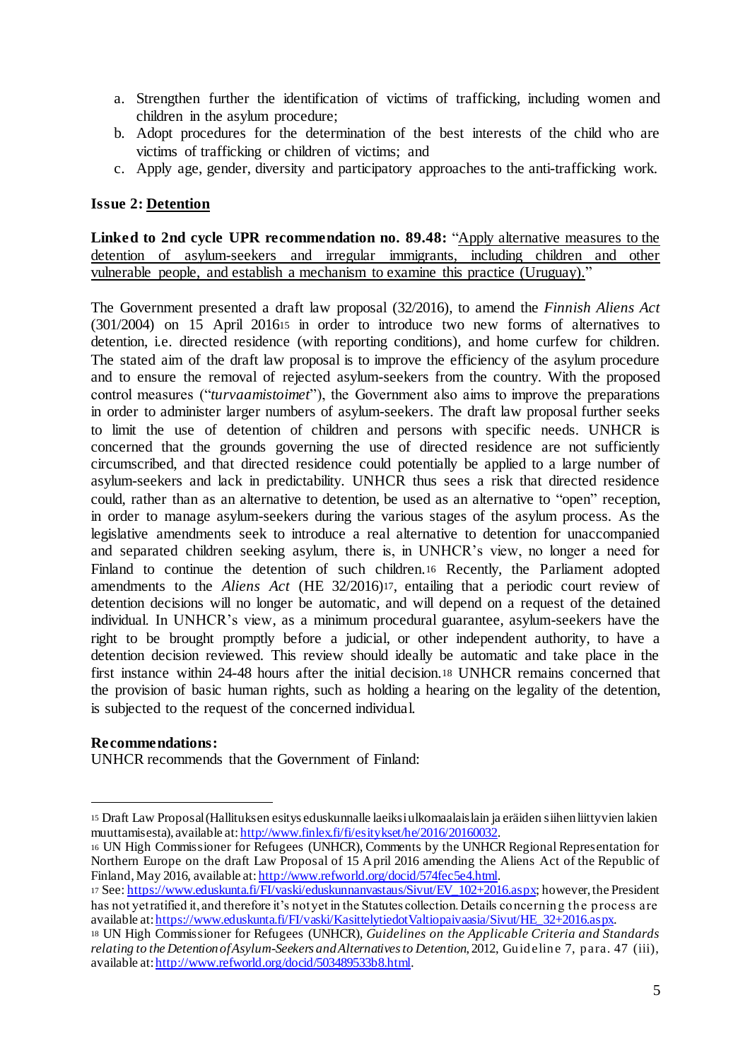a. Strengthen further the identification of victims of trafficking, including women and children in the asylum procedure;
b. Adopt procedures for the determination of the best interests of the child who are victims of trafficking or children of victims; and
c. Apply age, gender, diversity and participatory approaches to the anti-trafficking work.

**Issue 2: Detention**

**Linked to 2nd cycle UPR recommendation no. 89.48:** "Apply alternative measures to the detention of asylum-seekers and irregular immigrants, including children and other vulnerable people, and establish a mechanism to examine this practice (Uruguay)."

The Government presented a draft law proposal (32/2016), to amend the *Finnish Aliens Act* (301/2004) on 15 April 2016[15] in order to introduce two new forms of alternatives to detention, i.e. directed residence (with reporting conditions), and home curfew for children. The stated aim of the draft law proposal is to improve the efficiency of the asylum procedure and to ensure the removal of rejected asylum-seekers from the country. With the proposed control measures ("*turvaamistoimet*"), the Government also aims to improve the preparations in order to administer larger numbers of asylum-seekers. The draft law proposal further seeks to limit the use of detention of children and persons with specific needs. UNHCR is concerned that the grounds governing the use of directed residence are not sufficiently circumscribed, and that directed residence could potentially be applied to a large number of asylum-seekers and lack in predictability. UNHCR thus sees a risk that directed residence could, rather than as an alternative to detention, be used as an alternative to "open" reception, in order to manage asylum-seekers during the various stages of the asylum process. As the legislative amendments seek to introduce a real alternative to detention for unaccompanied and separated children seeking asylum, there is, in UNHCR's view, no longer a need for Finland to continue the detention of such children.[16] Recently, the Parliament adopted amendments to the *Aliens Act* (HE 32/2016)[17], entailing that a periodic court review of detention decisions will no longer be automatic, and will depend on a request of the detained individual. In UNHCR's view, as a minimum procedural guarantee, asylum-seekers have the right to be brought promptly before a judicial, or other independent authority, to have a detention decision reviewed. This review should ideally be automatic and take place in the first instance within 24-48 hours after the initial decision.[18] UNHCR remains concerned that the provision of basic human rights, such as holding a hearing on the legality of the detention, is subjected to the request of the concerned individual.

**Recommendations:**
UNHCR recommends that the Government of Finland:

---

[15] Draft Law Proposal (Hallituksen esitys eduskunnalle laeiksi ulkomaalaislain ja eräiden siihen liittyvien lakien muuttamisesta), available at: http://www.finlex.fi/fi/esitykset/he/2016/20160032.

[16] UN High Commissioner for Refugees (UNHCR), Comments by the UNHCR Regional Representation for Northern Europe on the draft Law Proposal of 15 April 2016 amending the Aliens Act of the Republic of Finland, May 2016, available at: http://www.refworld.org/docid/574fec5e4.html.

[17] See: https://www.eduskunta.fi/FI/vaski/eduskunnanvastaus/Sivut/EV_102+2016.aspx; however, the President has not yet ratified it, and therefore it's not yet in the Statutes collection. Details concerning the process are available at: https://www.eduskunta.fi/FI/vaski/KasittelytiedotValtiopaivaasia/Sivut/HE_32+2016.aspx.

[18] UN High Commissioner for Refugees (UNHCR), *Guidelines on the Applicable Criteria and Standards relating to the Detention of Asylum-Seekers and Alternatives to Detention*, 2012, Guideline 7, para. 47 (iii), available at: http://www.refworld.org/docid/503489533b8.html.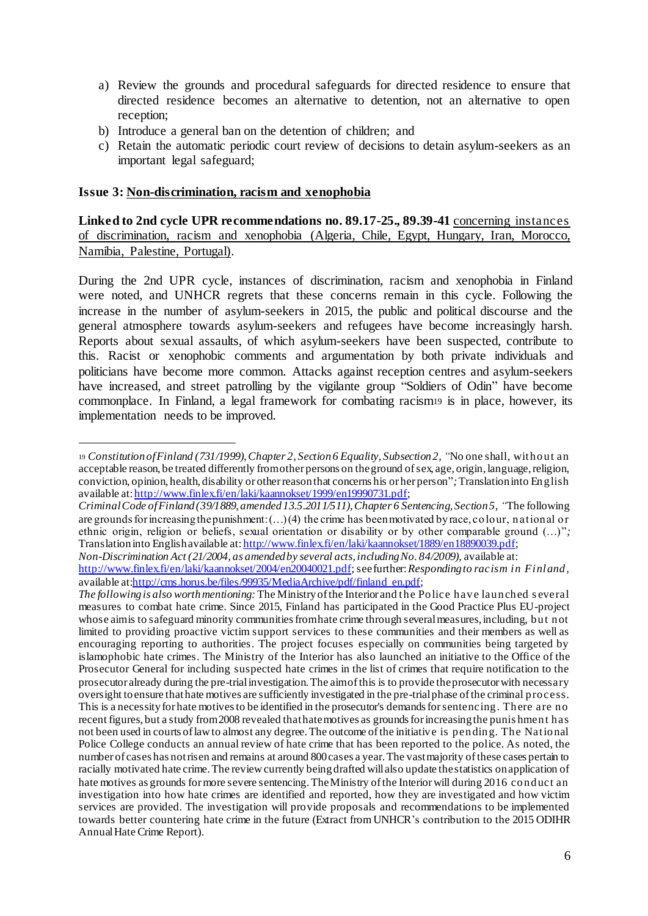a) Review the grounds and procedural safeguards for directed residence to ensure that directed residence becomes an alternative to detention, not an alternative to open reception;
b) Introduce a general ban on the detention of children; and
c) Retain the automatic periodic court review of decisions to detain asylum-seekers as an important legal safeguard;

**Issue 3: Non-discrimination, racism and xenophobia**

**Linked to 2nd cycle UPR recommendations no. 89.17-25., 89.39-41** concerning instances of discrimination, racism and xenophobia (Algeria, Chile, Egypt, Hungary, Iran, Morocco, Namibia, Palestine, Portugal).

During the 2nd UPR cycle, instances of discrimination, racism and xenophobia in Finland were noted, and UNHCR regrets that these concerns remain in this cycle. Following the increase in the number of asylum-seekers in 2015, the public and political discourse and the general atmosphere towards asylum-seekers and refugees have become increasingly harsh. Reports about sexual assaults, of which asylum-seekers have been suspected, contribute to this. Racist or xenophobic comments and argumentation by both private individuals and politicians have become more common. Attacks against reception centres and asylum-seekers have increased, and street patrolling by the vigilante group "Soldiers of Odin" have become commonplace. In Finland, a legal framework for combating racism[19] is in place, however, its implementation needs to be improved.

---

[19] *Constitution of Finland (731/1999), Chapter 2, Section 6 Equality, Subsection 2, "*No one shall, without an acceptable reason, be treated differently from other persons on the ground of sex, age, origin, language, religion, conviction, opinion, health, disability or other reason that concerns his or her person"*;* Translation into English available at: http://www.finlex.fi/en/laki/kaannokset/1999/en19990731.pdf;
*Criminal Code of Finland (39/1889, amended 13.5.2011/511), Chapter 6 Sentencing, Section 5, "*The following are grounds for increasing the punishment: (…) (4) the crime has been motivated by race, colour, national or ethnic origin, religion or beliefs, sexual orientation or disability or by other comparable ground (…)"*;* Translation into English available at: http://www.finlex.fi/en/laki/kaannokset/1889/en18890039.pdf;
*Non-Discrimination Act (21/2004, as amended by several acts, including No. 84/2009),* available at: http://www.finlex.fi/en/laki/kaannokset/2004/en20040021.pdf; see further: *Responding to racism in Finland*, available at: http://cms.horus.be/files/99935/MediaArchive/pdf/finland_en.pdf;
*The following is also worth mentioning:* The Ministry of the Interior and the Police have launched several measures to combat hate crime. Since 2015, Finland has participated in the Good Practice Plus EU-project whose aim is to safeguard minority communities from hate crime through several measures, including, but not limited to providing proactive victim support services to these communities and their members as well as encouraging reporting to authorities. The project focuses especially on communities being targeted by islamophobic hate crimes. The Ministry of the Interior has also launched an initiative to the Office of the Prosecutor General for including suspected hate crimes in the list of crimes that require notification to the prosecutor already during the pre-trial investigation. The aim of this is to provide the prosecutor with necessary oversight to ensure that hate motives are sufficiently investigated in the pre-trial phase of the criminal process. This is a necessity for hate motives to be identified in the prosecutor's demands for sentencing. There are no recent figures, but a study from 2008 revealed that hate motives as grounds for increasing the punishment has not been used in courts of law to almost any degree. The outcome of the initiative is pending. The National Police College conducts an annual review of hate crime that has been reported to the police. As noted, the number of cases has not risen and remains at around 800 cases a year. The vast majority of these cases pertain to racially motivated hate crime. The review currently being drafted will also update the statistics on application of hate motives as grounds for more severe sentencing. The Ministry of the Interior will during 2016 conduct an investigation into how hate crimes are identified and reported, how they are investigated and how victim services are provided. The investigation will provide proposals and recommendations to be implemented towards better countering hate crime in the future (Extract from UNHCR's contribution to the 2015 ODIHR Annual Hate Crime Report).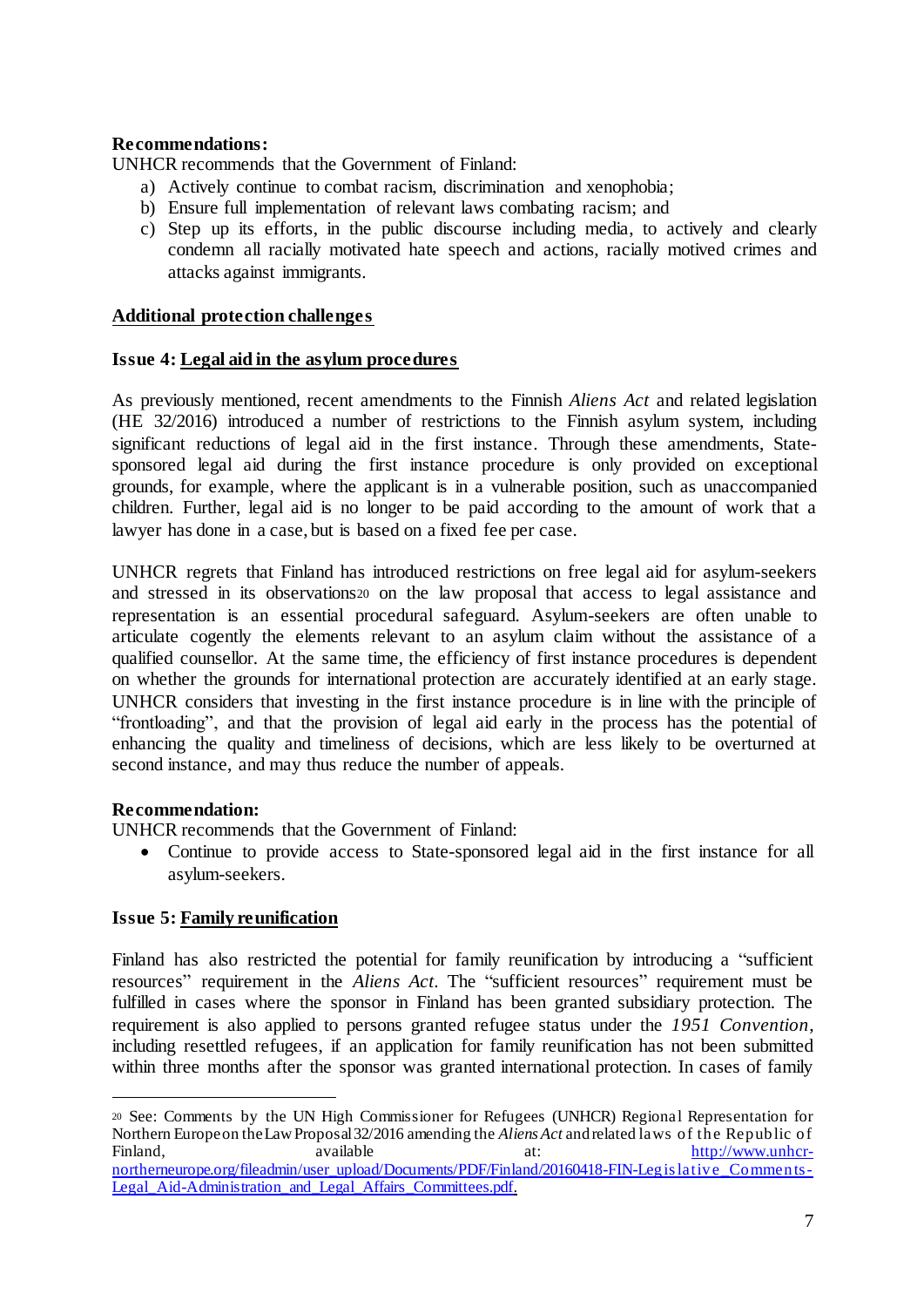**Recommendations:**

UNHCR recommends that the Government of Finland:

a) Actively continue to combat racism, discrimination and xenophobia;
b) Ensure full implementation of relevant laws combating racism; and
c) Step up its efforts, in the public discourse including media, to actively and clearly condemn all racially motivated hate speech and actions, racially motived crimes and attacks against immigrants.

**Additional protection challenges**

**Issue 4: Legal aid in the asylum procedures**

As previously mentioned, recent amendments to the Finnish *Aliens Act* and related legislation (HE 32/2016) introduced a number of restrictions to the Finnish asylum system, including significant reductions of legal aid in the first instance. Through these amendments, State-sponsored legal aid during the first instance procedure is only provided on exceptional grounds, for example, where the applicant is in a vulnerable position, such as unaccompanied children. Further, legal aid is no longer to be paid according to the amount of work that a lawyer has done in a case, but is based on a fixed fee per case.

UNHCR regrets that Finland has introduced restrictions on free legal aid for asylum-seekers and stressed in its observations[20] on the law proposal that access to legal assistance and representation is an essential procedural safeguard. Asylum-seekers are often unable to articulate cogently the elements relevant to an asylum claim without the assistance of a qualified counsellor. At the same time, the efficiency of first instance procedures is dependent on whether the grounds for international protection are accurately identified at an early stage. UNHCR considers that investing in the first instance procedure is in line with the principle of "frontloading", and that the provision of legal aid early in the process has the potential of enhancing the quality and timeliness of decisions, which are less likely to be overturned at second instance, and may thus reduce the number of appeals.

**Recommendation:**

UNHCR recommends that the Government of Finland:

- Continue to provide access to State-sponsored legal aid in the first instance for all asylum-seekers.

**Issue 5: Family reunification**

Finland has also restricted the potential for family reunification by introducing a "sufficient resources" requirement in the *Aliens Act*. The "sufficient resources" requirement must be fulfilled in cases where the sponsor in Finland has been granted subsidiary protection. The requirement is also applied to persons granted refugee status under the *1951 Convention*, including resettled refugees, if an application for family reunification has not been submitted within three months after the sponsor was granted international protection. In cases of family

---

[20] See: Comments by the UN High Commissioner for Refugees (UNHCR) Regional Representation for Northern Europe on the Law Proposal 32/2016 amending the *Aliens Act* and related laws of the Republic of Finland, available at: http://www.unhcr-northerneurope.org/fileadmin/user_upload/Documents/PDF/Finland/20160418-FIN-Legislative_Comments-Legal_Aid-Administration_and_Legal_Affairs_Committees.pdf.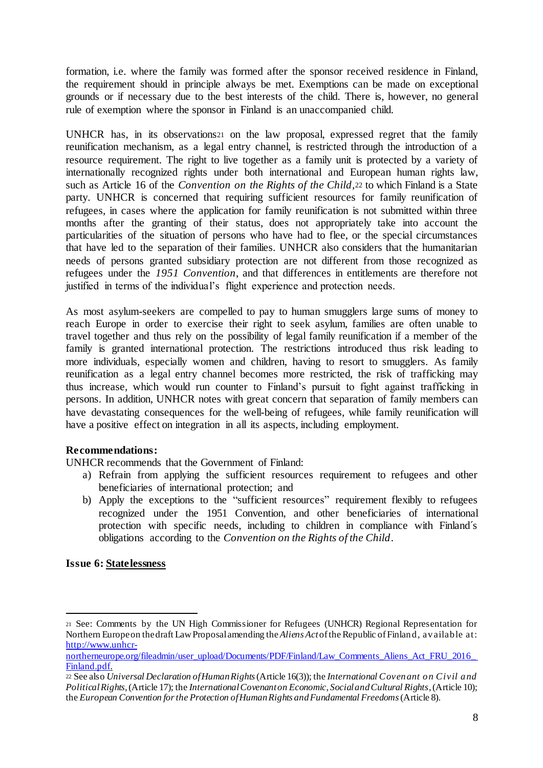formation, i.e. where the family was formed after the sponsor received residence in Finland, the requirement should in principle always be met. Exemptions can be made on exceptional grounds or if necessary due to the best interests of the child. There is, however, no general rule of exemption where the sponsor in Finland is an unaccompanied child.

UNHCR has, in its observations[21] on the law proposal, expressed regret that the family reunification mechanism, as a legal entry channel, is restricted through the introduction of a resource requirement. The right to live together as a family unit is protected by a variety of internationally recognized rights under both international and European human rights law, such as Article 16 of the *Convention on the Rights of the Child*,[22] to which Finland is a State party. UNHCR is concerned that requiring sufficient resources for family reunification of refugees, in cases where the application for family reunification is not submitted within three months after the granting of their status, does not appropriately take into account the particularities of the situation of persons who have had to flee, or the special circumstances that have led to the separation of their families. UNHCR also considers that the humanitarian needs of persons granted subsidiary protection are not different from those recognized as refugees under the *1951 Convention*, and that differences in entitlements are therefore not justified in terms of the individual's flight experience and protection needs.

As most asylum-seekers are compelled to pay to human smugglers large sums of money to reach Europe in order to exercise their right to seek asylum, families are often unable to travel together and thus rely on the possibility of legal family reunification if a member of the family is granted international protection. The restrictions introduced thus risk leading to more individuals, especially women and children, having to resort to smugglers. As family reunification as a legal entry channel becomes more restricted, the risk of trafficking may thus increase, which would run counter to Finland's pursuit to fight against trafficking in persons. In addition, UNHCR notes with great concern that separation of family members can have devastating consequences for the well-being of refugees, while family reunification will have a positive effect on integration in all its aspects, including employment.

**Recommendations:**

UNHCR recommends that the Government of Finland:

a) Refrain from applying the sufficient resources requirement to refugees and other beneficiaries of international protection; and
b) Apply the exceptions to the "sufficient resources" requirement flexibly to refugees recognized under the 1951 Convention, and other beneficiaries of international protection with specific needs, including to children in compliance with Finland´s obligations according to the *Convention on the Rights of the Child*.

**Issue 6: Statelessness**

---

[21] See: Comments by the UN High Commissioner for Refugees (UNHCR) Regional Representation for Northern Europe on the draft Law Proposal amending the *Aliens Act* of the Republic of Finland, available at: http://www.unhcr-northerneurope.org/fileadmin/user_upload/Documents/PDF/Finland/Law_Comments_Aliens_Act_FRU_2016_Finland.pdf.

[22] See also *Universal Declaration of Human Rights* (Article 16(3)); the *International Covenant on Civil and Political Rights*, (Article 17); the *International Covenant on Economic, Social and Cultural Rights*, (Article 10); the *European Convention for the Protection of Human Rights and Fundamental Freedoms* (Article 8).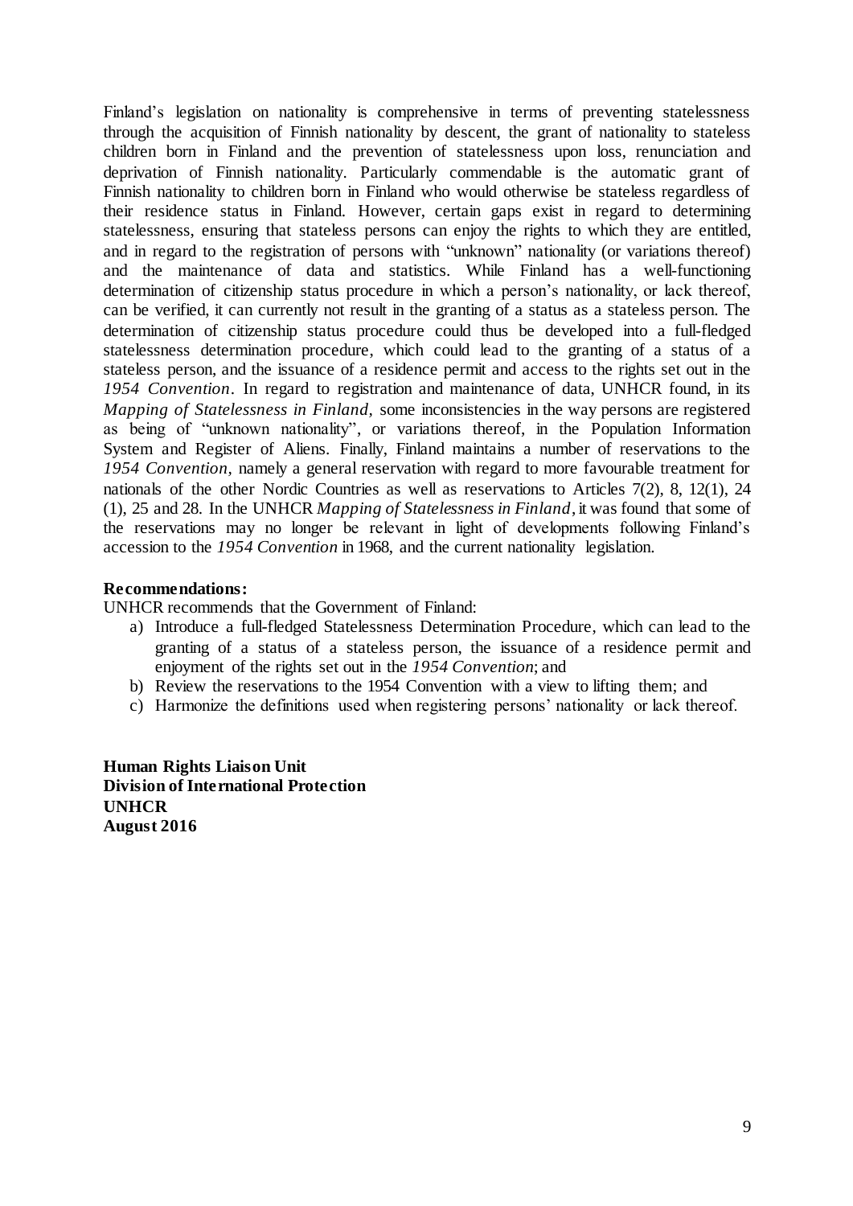Finland's legislation on nationality is comprehensive in terms of preventing statelessness through the acquisition of Finnish nationality by descent, the grant of nationality to stateless children born in Finland and the prevention of statelessness upon loss, renunciation and deprivation of Finnish nationality. Particularly commendable is the automatic grant of Finnish nationality to children born in Finland who would otherwise be stateless regardless of their residence status in Finland. However, certain gaps exist in regard to determining statelessness, ensuring that stateless persons can enjoy the rights to which they are entitled, and in regard to the registration of persons with "unknown" nationality (or variations thereof) and the maintenance of data and statistics. While Finland has a well-functioning determination of citizenship status procedure in which a person's nationality, or lack thereof, can be verified, it can currently not result in the granting of a status as a stateless person. The determination of citizenship status procedure could thus be developed into a full-fledged statelessness determination procedure, which could lead to the granting of a status of a stateless person, and the issuance of a residence permit and access to the rights set out in the *1954 Convention*. In regard to registration and maintenance of data, UNHCR found, in its *Mapping of Statelessness in Finland*, some inconsistencies in the way persons are registered as being of "unknown nationality", or variations thereof, in the Population Information System and Register of Aliens. Finally, Finland maintains a number of reservations to the *1954 Convention*, namely a general reservation with regard to more favourable treatment for nationals of the other Nordic Countries as well as reservations to Articles 7(2), 8, 12(1), 24 (1), 25 and 28. In the UNHCR *Mapping of Statelessness in Finland*, it was found that some of the reservations may no longer be relevant in light of developments following Finland's accession to the *1954 Convention* in 1968, and the current nationality legislation.

**Recommendations:**

UNHCR recommends that the Government of Finland:

a) Introduce a full-fledged Statelessness Determination Procedure, which can lead to the granting of a status of a stateless person, the issuance of a residence permit and enjoyment of the rights set out in the *1954 Convention*; and
b) Review the reservations to the 1954 Convention with a view to lifting them; and
c) Harmonize the definitions used when registering persons' nationality or lack thereof.

**Human Rights Liaison Unit**
**Division of International Protection**
**UNHCR**
**August 2016**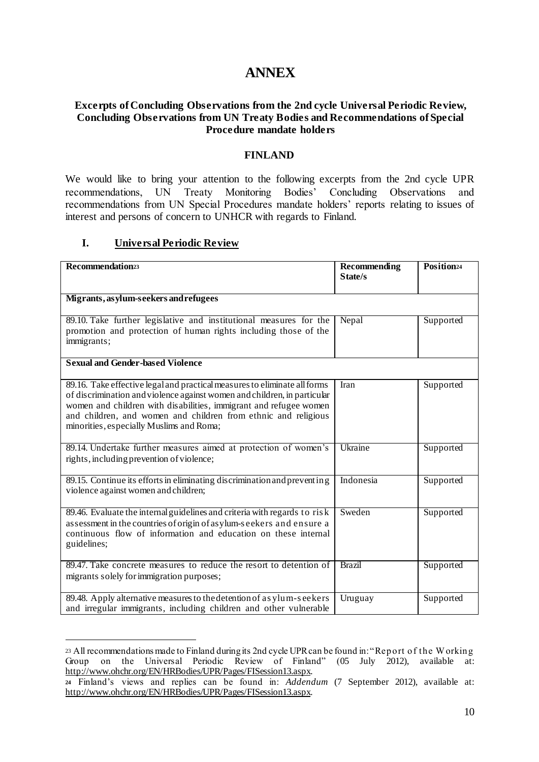# ANNEX

### Excerpts of Concluding Observations from the 2nd cycle Universal Periodic Review, Concluding Observations from UN Treaty Bodies and Recommendations of Special Procedure mandate holders

### FINLAND

We would like to bring your attention to the following excerpts from the 2nd cycle UPR recommendations, UN Treaty Monitoring Bodies' Concluding Observations and recommendations from UN Special Procedures mandate holders' reports relating to issues of interest and persons of concern to UNHCR with regards to Finland.

## I. Universal Periodic Review

| Recommendation[23] | Recommending State/s | Position[24] |
|---|---|---|
| **Migrants, asylum-seekers and refugees** | | |
| 89.10. Take further legislative and institutional measures for the promotion and protection of human rights including those of the immigrants; | Nepal | Supported |
| **Sexual and Gender-based Violence** | | |
| 89.16. Take effective legal and practical measures to eliminate all forms of discrimination and violence against women and children, in particular women and children with disabilities, immigrant and refugee women and children, and women and children from ethnic and religious minorities, especially Muslims and Roma; | Iran | Supported |
| 89.14. Undertake further measures aimed at protection of women's rights, including prevention of violence; | Ukraine | Supported |
| 89.15. Continue its efforts in eliminating discrimination and preventing violence against women and children; | Indonesia | Supported |
| 89.46. Evaluate the internal guidelines and criteria with regards to risk assessment in the countries of origin of asylum-seekers and ensure a continuous flow of information and education on these internal guidelines; | Sweden | Supported |
| 89.47. Take concrete measures to reduce the resort to detention of migrants solely for immigration purposes; | Brazil | Supported |
| 89.48. Apply alternative measures to the detention of asylum-seekers and irregular immigrants, including children and other vulnerable | Uruguay | Supported |

[23] All recommendations made to Finland during its 2nd cycle UPR can be found in: "Report of the Working Group on the Universal Periodic Review of Finland" (05 July 2012), available at: http://www.ohchr.org/EN/HRBodies/UPR/Pages/FISession13.aspx.

[24] Finland's views and replies can be found in: *Addendum* (7 September 2012), available at: http://www.ohchr.org/EN/HRBodies/UPR/Pages/FISession13.aspx.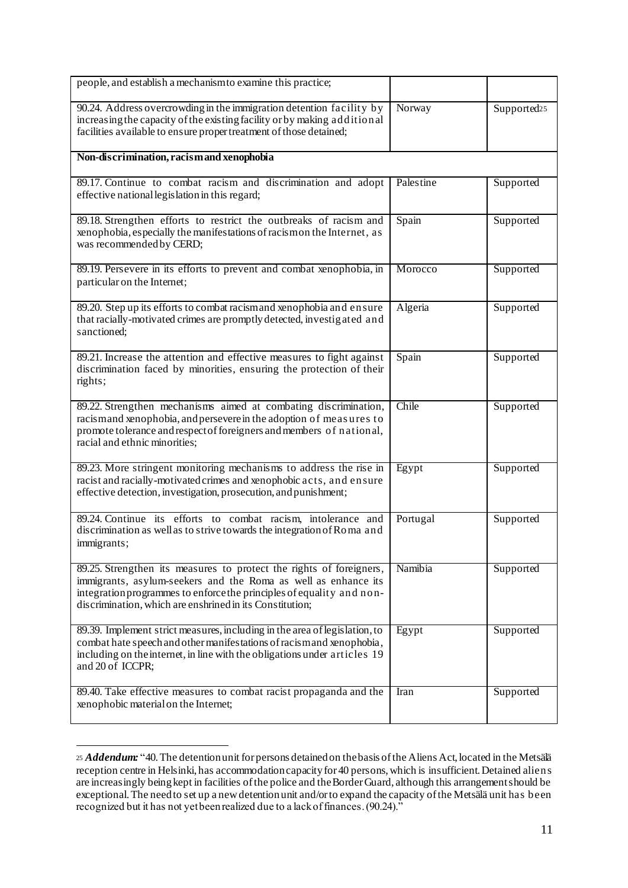| | | |
|---|---|---|
| people, and establish a mechanism to examine this practice; | | |
| 90.24. Address overcrowding in the immigration detention facility by increasing the capacity of the existing facility or by making additional facilities available to ensure proper treatment of those detained; | Norway | Supported[25] |
| **Non-discrimination, racism and xenophobia** | | |
| 89.17. Continue to combat racism and discrimination and adopt effective national legislation in this regard; | Palestine | Supported |
| 89.18. Strengthen efforts to restrict the outbreaks of racism and xenophobia, especially the manifestations of racism on the Internet, as was recommended by CERD; | Spain | Supported |
| 89.19. Persevere in its efforts to prevent and combat xenophobia, in particular on the Internet; | Morocco | Supported |
| 89.20. Step up its efforts to combat racism and xenophobia and ensure that racially-motivated crimes are promptly detected, investigated and sanctioned; | Algeria | Supported |
| 89.21. Increase the attention and effective measures to fight against discrimination faced by minorities, ensuring the protection of their rights; | Spain | Supported |
| 89.22. Strengthen mechanisms aimed at combating discrimination, racism and xenophobia, and persevere in the adoption of measures to promote tolerance and respect of foreigners and members of national, racial and ethnic minorities; | Chile | Supported |
| 89.23. More stringent monitoring mechanisms to address the rise in racist and racially-motivated crimes and xenophobic acts, and ensure effective detection, investigation, prosecution, and punishment; | Egypt | Supported |
| 89.24. Continue its efforts to combat racism, intolerance and discrimination as well as to strive towards the integration of Roma and immigrants; | Portugal | Supported |
| 89.25. Strengthen its measures to protect the rights of foreigners, immigrants, asylum-seekers and the Roma as well as enhance its integration programmes to enforce the principles of equality and non-discrimination, which are enshrined in its Constitution; | Namibia | Supported |
| 89.39. Implement strict measures, including in the area of legislation, to combat hate speech and other manifestations of racism and xenophobia, including on the internet, in line with the obligations under articles 19 and 20 of ICCPR; | Egypt | Supported |
| 89.40. Take effective measures to combat racist propaganda and the xenophobic material on the Internet; | Iran | Supported |

[25] ***Addendum:*** "40. The detention unit for persons detained on the basis of the Aliens Act, located in the Metsälä reception centre in Helsinki, has accommodation capacity for 40 persons, which is insufficient. Detained aliens are increasingly being kept in facilities of the police and the Border Guard, although this arrangement should be exceptional. The need to set up a new detention unit and/or to expand the capacity of the Metsälä unit has been recognized but it has not yet been realized due to a lack of finances. (90.24)."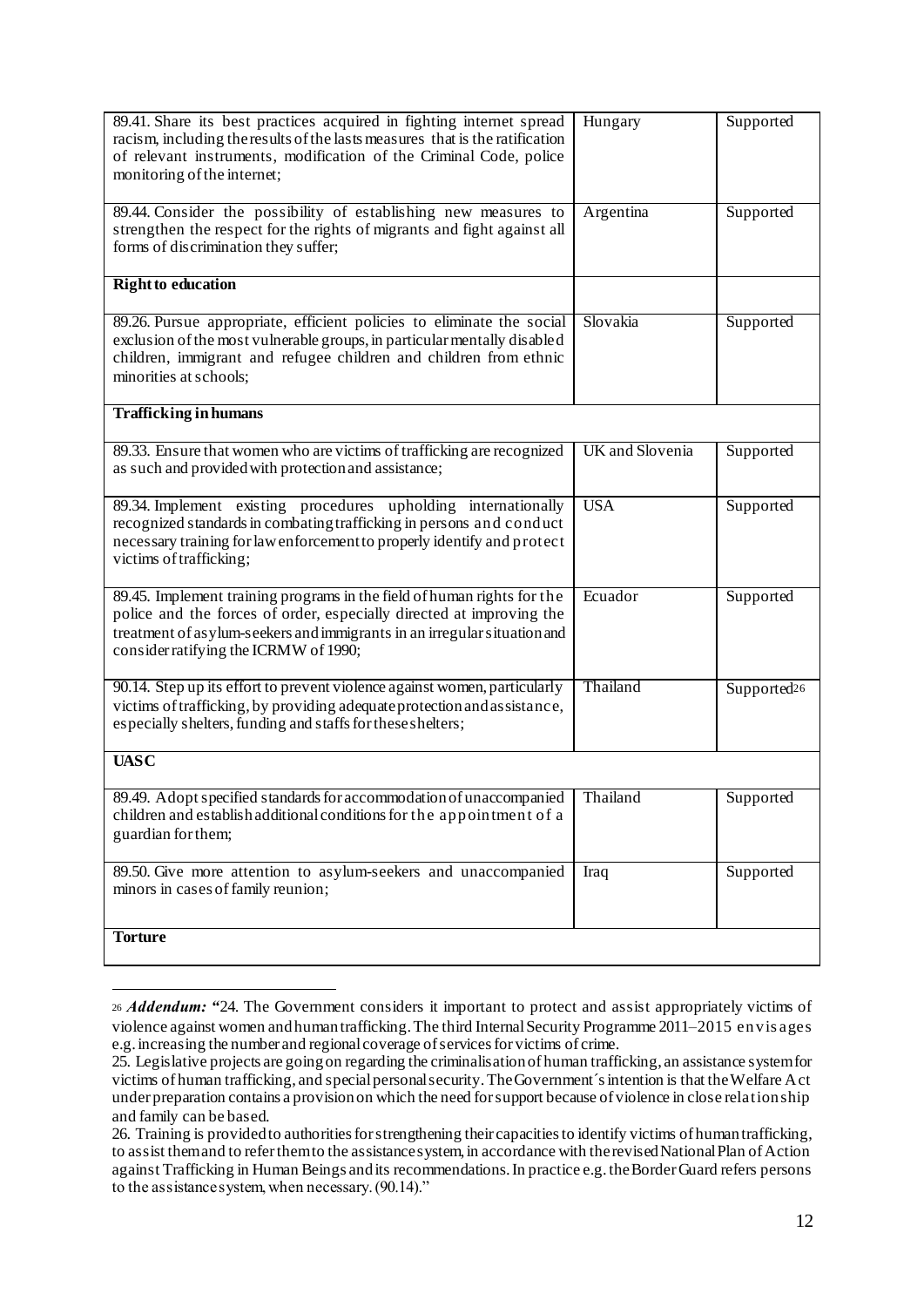| | | |
|---|---|---|
| 89.41. Share its best practices acquired in fighting internet spread racism, including the results of the lasts measures that is the ratification of relevant instruments, modification of the Criminal Code, police monitoring of the internet; | Hungary | Supported |
| 89.44. Consider the possibility of establishing new measures to strengthen the respect for the rights of migrants and fight against all forms of discrimination they suffer; | Argentina | Supported |
| **Right to education** | | |
| 89.26. Pursue appropriate, efficient policies to eliminate the social exclusion of the most vulnerable groups, in particular mentally disabled children, immigrant and refugee children and children from ethnic minorities at schools; | Slovakia | Supported |
| **Trafficking in humans** | | |
| 89.33. Ensure that women who are victims of trafficking are recognized as such and provided with protection and assistance; | UK and Slovenia | Supported |
| 89.34. Implement existing procedures upholding internationally recognized standards in combating trafficking in persons and conduct necessary training for law enforcement to properly identify and protect victims of trafficking; | USA | Supported |
| 89.45. Implement training programs in the field of human rights for the police and the forces of order, especially directed at improving the treatment of asylum-seekers and immigrants in an irregular situation and consider ratifying the ICRMW of 1990; | Ecuador | Supported |
| 90.14. Step up its effort to prevent violence against women, particularly victims of trafficking, by providing adequate protection and assistance, especially shelters, funding and staffs for these shelters; | Thailand | Supported[26] |
| **UASC** | | |
| 89.49. Adopt specified standards for accommodation of unaccompanied children and establish additional conditions for the appointment of a guardian for them; | Thailand | Supported |
| 89.50. Give more attention to asylum-seekers and unaccompanied minors in cases of family reunion; | Iraq | Supported |
| **Torture** | | |

[26] ***Addendum:*** "24. The Government considers it important to protect and assist appropriately victims of violence against women and human trafficking. The third Internal Security Programme 2011–2015 envisages e.g. increasing the number and regional coverage of services for victims of crime.

25. Legislative projects are going on regarding the criminalisation of human trafficking, an assistance system for victims of human trafficking, and special personal security. The Government´s intention is that the Welfare Act under preparation contains a provision on which the need for support because of violence in close relationship and family can be based.

26. Training is provided to authorities for strengthening their capacities to identify victims of human trafficking, to assist them and to refer them to the assistance system, in accordance with the revised National Plan of Action against Trafficking in Human Beings and its recommendations. In practice e.g. the Border Guard refers persons to the assistance system, when necessary. (90.14)."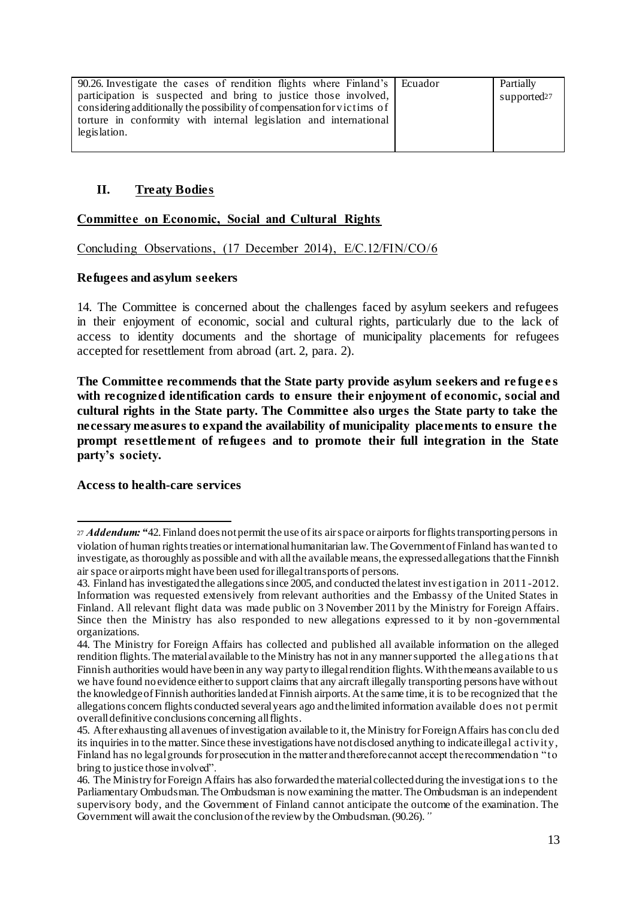| 90.26. Investigate the cases of rendition flights where Finland's participation is suspected and bring to justice those involved, considering additionally the possibility of compensation for victims of torture in conformity with internal legislation and international legislation. | Ecuador | Partially supported[27] |
|---|---|---|

## II. Treaty Bodies

### Committee on Economic, Social and Cultural Rights

Concluding Observations, (17 December 2014), E/C.12/FIN/CO/6

**Refugees and asylum seekers**

14. The Committee is concerned about the challenges faced by asylum seekers and refugees in their enjoyment of economic, social and cultural rights, particularly due to the lack of access to identity documents and the shortage of municipality placements for refugees accepted for resettlement from abroad (art. 2, para. 2).

**The Committee recommends that the State party provide asylum seekers and refugees with recognized identification cards to ensure their enjoyment of economic, social and cultural rights in the State party. The Committee also urges the State party to take the necessary measures to expand the availability of municipality placements to ensure the prompt resettlement of refugees and to promote their full integration in the State party's society.**

**Access to health-care services**

---

[27] ***Addendum:*** "42. Finland does not permit the use of its air space or airports for flights transporting persons in violation of human rights treaties or international humanitarian law. The Government of Finland has wanted to investigate, as thoroughly as possible and with all the available means, the expressed allegations that the Finnish air space or airports might have been used for illegal transports of persons.

43. Finland has investigated the allegations since 2005, and conducted the latest investigation in 2011-2012. Information was requested extensively from relevant authorities and the Embassy of the United States in Finland. All relevant flight data was made public on 3 November 2011 by the Ministry for Foreign Affairs. Since then the Ministry has also responded to new allegations expressed to it by non-governmental organizations.

44. The Ministry for Foreign Affairs has collected and published all available information on the alleged rendition flights. The material available to the Ministry has not in any manner supported the allegations that Finnish authorities would have been in any way party to illegal rendition flights. With the means available to us we have found no evidence either to support claims that any aircraft illegally transporting persons have without the knowledge of Finnish authorities landed at Finnish airports. At the same time, it is to be recognized that the allegations concern flights conducted several years ago and the limited information available does not permit overall definitive conclusions concerning all flights.

45. After exhausting all avenues of investigation available to it, the Ministry for Foreign Affairs has concluded its inquiries in to the matter. Since these investigations have not disclosed anything to indicate illegal activity, Finland has no legal grounds for prosecution in the matter and therefore cannot accept the recommendation "to bring to justice those involved".

46. The Ministry for Foreign Affairs has also forwarded the material collected during the investigations to the Parliamentary Ombudsman. The Ombudsman is now examining the matter. The Ombudsman is an independent supervisory body, and the Government of Finland cannot anticipate the outcome of the examination. The Government will await the conclusion of the review by the Ombudsman. (90.26)."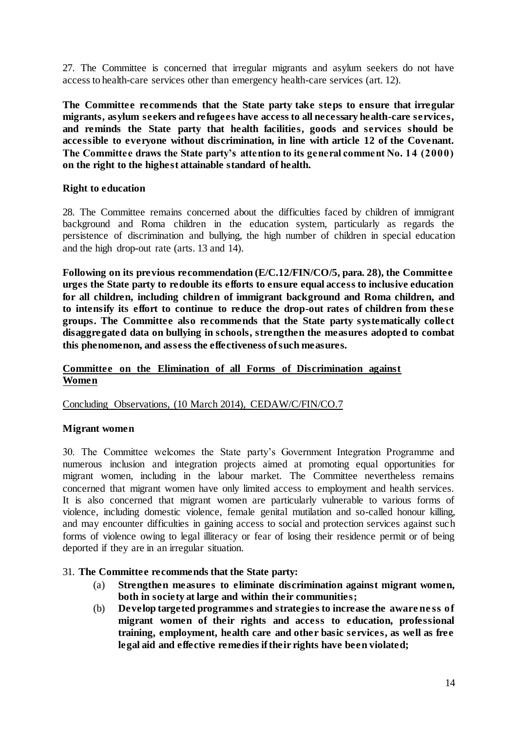27. The Committee is concerned that irregular migrants and asylum seekers do not have access to health-care services other than emergency health-care services (art. 12).

**The Committee recommends that the State party take steps to ensure that irregular migrants, asylum seekers and refugees have access to all necessary health-care services, and reminds the State party that health facilities, goods and services should be accessible to everyone without discrimination, in line with article 12 of the Covenant. The Committee draws the State party's attention to its general comment No. 14 (2000) on the right to the highest attainable standard of health.**

**Right to education**

28. The Committee remains concerned about the difficulties faced by children of immigrant background and Roma children in the education system, particularly as regards the persistence of discrimination and bullying, the high number of children in special education and the high drop-out rate (arts. 13 and 14).

**Following on its previous recommendation (E/C.12/FIN/CO/5, para. 28), the Committee urges the State party to redouble its efforts to ensure equal access to inclusive education for all children, including children of immigrant background and Roma children, and to intensify its effort to continue to reduce the drop-out rates of children from these groups. The Committee also recommends that the State party systematically collect disaggregated data on bullying in schools, strengthen the measures adopted to combat this phenomenon, and assess the effectiveness of such measures.**

## Committee on the Elimination of all Forms of Discrimination against Women

Concluding Observations, (10 March 2014), CEDAW/C/FIN/CO.7

**Migrant women**

30. The Committee welcomes the State party's Government Integration Programme and numerous inclusion and integration projects aimed at promoting equal opportunities for migrant women, including in the labour market. The Committee nevertheless remains concerned that migrant women have only limited access to employment and health services. It is also concerned that migrant women are particularly vulnerable to various forms of violence, including domestic violence, female genital mutilation and so-called honour killing, and may encounter difficulties in gaining access to social and protection services against such forms of violence owing to legal illiteracy or fear of losing their residence permit or of being deported if they are in an irregular situation.

31. **The Committee recommends that the State party:**

(a) **Strengthen measures to eliminate discrimination against migrant women, both in society at large and within their communities;**

(b) **Develop targeted programmes and strategies to increase the awareness of migrant women of their rights and access to education, professional training, employment, health care and other basic services, as well as free legal aid and effective remedies if their rights have been violated;**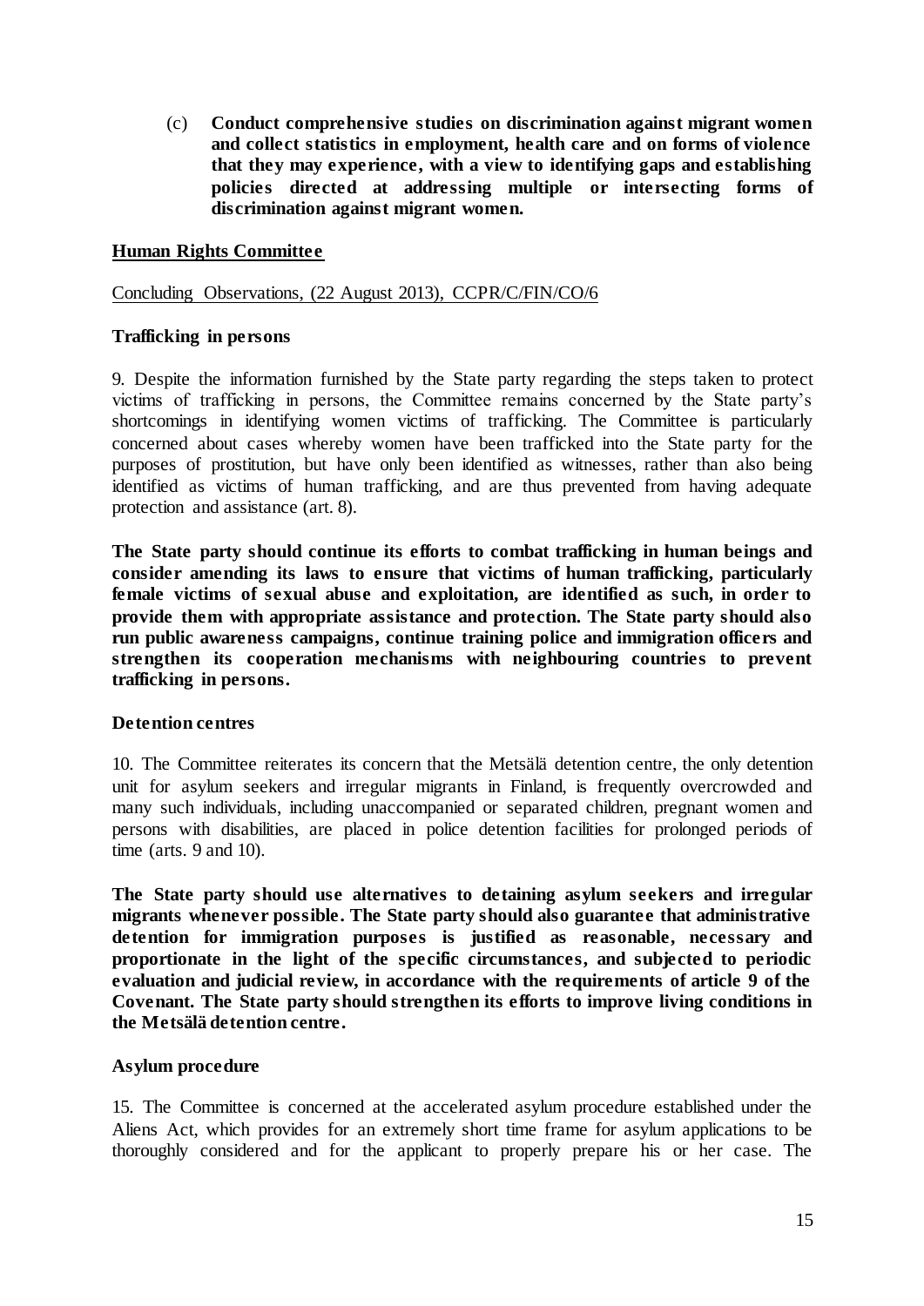(c) **Conduct comprehensive studies on discrimination against migrant women and collect statistics in employment, health care and on forms of violence that they may experience, with a view to identifying gaps and establishing policies directed at addressing multiple or intersecting forms of discrimination against migrant women.**

## Human Rights Committee

Concluding Observations, (22 August 2013), CCPR/C/FIN/CO/6

### Trafficking in persons

9. Despite the information furnished by the State party regarding the steps taken to protect victims of trafficking in persons, the Committee remains concerned by the State party's shortcomings in identifying women victims of trafficking. The Committee is particularly concerned about cases whereby women have been trafficked into the State party for the purposes of prostitution, but have only been identified as witnesses, rather than also being identified as victims of human trafficking, and are thus prevented from having adequate protection and assistance (art. 8).

**The State party should continue its efforts to combat trafficking in human beings and consider amending its laws to ensure that victims of human trafficking, particularly female victims of sexual abuse and exploitation, are identified as such, in order to provide them with appropriate assistance and protection. The State party should also run public awareness campaigns, continue training police and immigration officers and strengthen its cooperation mechanisms with neighbouring countries to prevent trafficking in persons.**

### Detention centres

10. The Committee reiterates its concern that the Metsälä detention centre, the only detention unit for asylum seekers and irregular migrants in Finland, is frequently overcrowded and many such individuals, including unaccompanied or separated children, pregnant women and persons with disabilities, are placed in police detention facilities for prolonged periods of time (arts. 9 and 10).

**The State party should use alternatives to detaining asylum seekers and irregular migrants whenever possible. The State party should also guarantee that administrative detention for immigration purposes is justified as reasonable, necessary and proportionate in the light of the specific circumstances, and subjected to periodic evaluation and judicial review, in accordance with the requirements of article 9 of the Covenant. The State party should strengthen its efforts to improve living conditions in the Metsälä detention centre.**

### Asylum procedure

15. The Committee is concerned at the accelerated asylum procedure established under the Aliens Act, which provides for an extremely short time frame for asylum applications to be thoroughly considered and for the applicant to properly prepare his or her case. The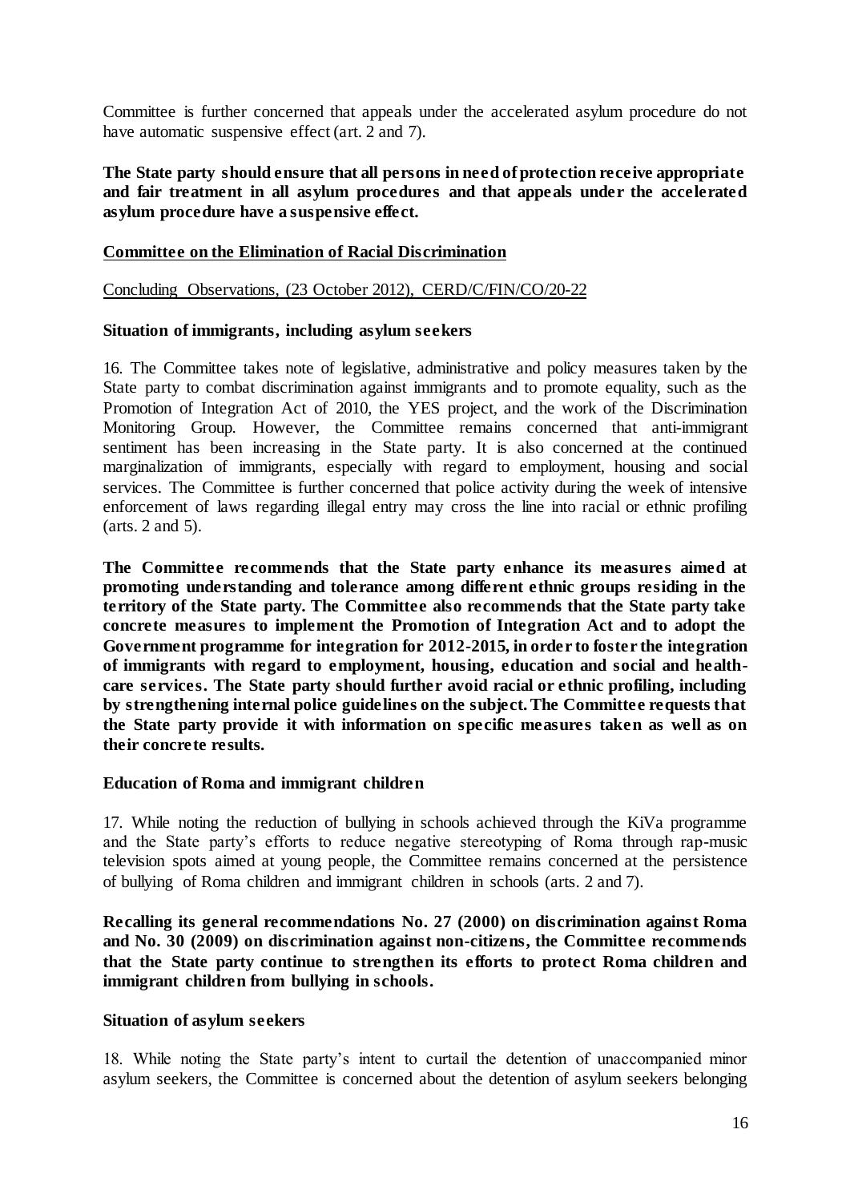Committee is further concerned that appeals under the accelerated asylum procedure do not have automatic suspensive effect (art. 2 and 7).

**The State party should ensure that all persons in need of protection receive appropriate and fair treatment in all asylum procedures and that appeals under the accelerated asylum procedure have a suspensive effect.**

## Committee on the Elimination of Racial Discrimination

Concluding Observations, (23 October 2012), CERD/C/FIN/CO/20-22

### Situation of immigrants, including asylum seekers

16. The Committee takes note of legislative, administrative and policy measures taken by the State party to combat discrimination against immigrants and to promote equality, such as the Promotion of Integration Act of 2010, the YES project, and the work of the Discrimination Monitoring Group. However, the Committee remains concerned that anti-immigrant sentiment has been increasing in the State party. It is also concerned at the continued marginalization of immigrants, especially with regard to employment, housing and social services. The Committee is further concerned that police activity during the week of intensive enforcement of laws regarding illegal entry may cross the line into racial or ethnic profiling (arts. 2 and 5).

**The Committee recommends that the State party enhance its measures aimed at promoting understanding and tolerance among different ethnic groups residing in the territory of the State party. The Committee also recommends that the State party take concrete measures to implement the Promotion of Integration Act and to adopt the Government programme for integration for 2012-2015, in order to foster the integration of immigrants with regard to employment, housing, education and social and health-care services. The State party should further avoid racial or ethnic profiling, including by strengthening internal police guidelines on the subject. The Committee requests that the State party provide it with information on specific measures taken as well as on their concrete results.**

### Education of Roma and immigrant children

17. While noting the reduction of bullying in schools achieved through the KiVa programme and the State party's efforts to reduce negative stereotyping of Roma through rap-music television spots aimed at young people, the Committee remains concerned at the persistence of bullying of Roma children and immigrant children in schools (arts. 2 and 7).

**Recalling its general recommendations No. 27 (2000) on discrimination against Roma and No. 30 (2009) on discrimination against non-citizens, the Committee recommends that the State party continue to strengthen its efforts to protect Roma children and immigrant children from bullying in schools.**

### Situation of asylum seekers

18. While noting the State party's intent to curtail the detention of unaccompanied minor asylum seekers, the Committee is concerned about the detention of asylum seekers belonging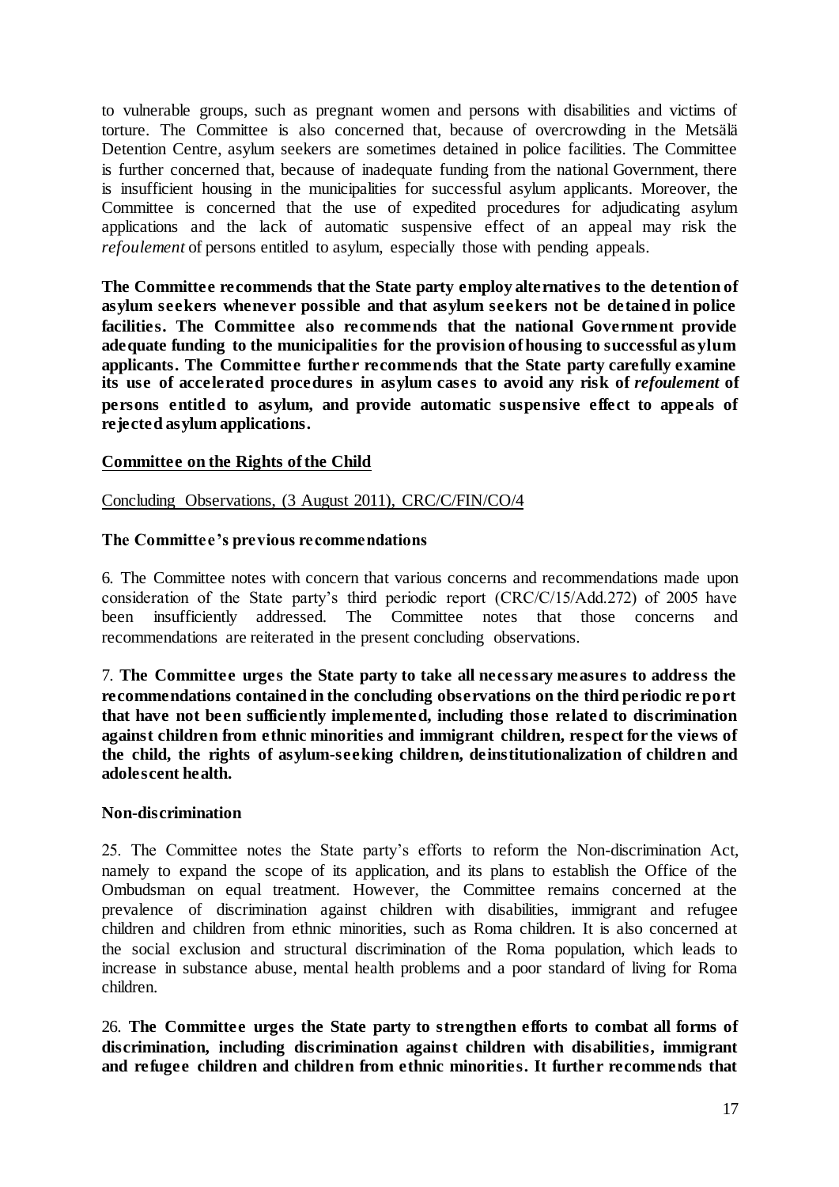to vulnerable groups, such as pregnant women and persons with disabilities and victims of torture. The Committee is also concerned that, because of overcrowding in the Metsälä Detention Centre, asylum seekers are sometimes detained in police facilities. The Committee is further concerned that, because of inadequate funding from the national Government, there is insufficient housing in the municipalities for successful asylum applicants. Moreover, the Committee is concerned that the use of expedited procedures for adjudicating asylum applications and the lack of automatic suspensive effect of an appeal may risk the *refoulement* of persons entitled to asylum, especially those with pending appeals.

**The Committee recommends that the State party employ alternatives to the detention of asylum seekers whenever possible and that asylum seekers not be detained in police facilities. The Committee also recommends that the national Government provide adequate funding to the municipalities for the provision of housing to successful asylum applicants. The Committee further recommends that the State party carefully examine its use of accelerated procedures in asylum cases to avoid any risk of *refoulement* of persons entitled to asylum, and provide automatic suspensive effect to appeals of rejected asylum applications.**

**<u>Committee on the Rights of the Child</u>**

<u>Concluding Observations, (3 August 2011), CRC/C/FIN/CO/4</u>

**The Committee's previous recommendations**

6. The Committee notes with concern that various concerns and recommendations made upon consideration of the State party's third periodic report (CRC/C/15/Add.272) of 2005 have been insufficiently addressed. The Committee notes that those concerns and recommendations are reiterated in the present concluding observations.

7. **The Committee urges the State party to take all necessary measures to address the recommendations contained in the concluding observations on the third periodic report that have not been sufficiently implemented, including those related to discrimination against children from ethnic minorities and immigrant children, respect for the views of the child, the rights of asylum-seeking children, deinstitutionalization of children and adolescent health.**

**Non-discrimination**

25. The Committee notes the State party's efforts to reform the Non-discrimination Act, namely to expand the scope of its application, and its plans to establish the Office of the Ombudsman on equal treatment. However, the Committee remains concerned at the prevalence of discrimination against children with disabilities, immigrant and refugee children and children from ethnic minorities, such as Roma children. It is also concerned at the social exclusion and structural discrimination of the Roma population, which leads to increase in substance abuse, mental health problems and a poor standard of living for Roma children.

26. **The Committee urges the State party to strengthen efforts to combat all forms of discrimination, including discrimination against children with disabilities, immigrant and refugee children and children from ethnic minorities. It further recommends that**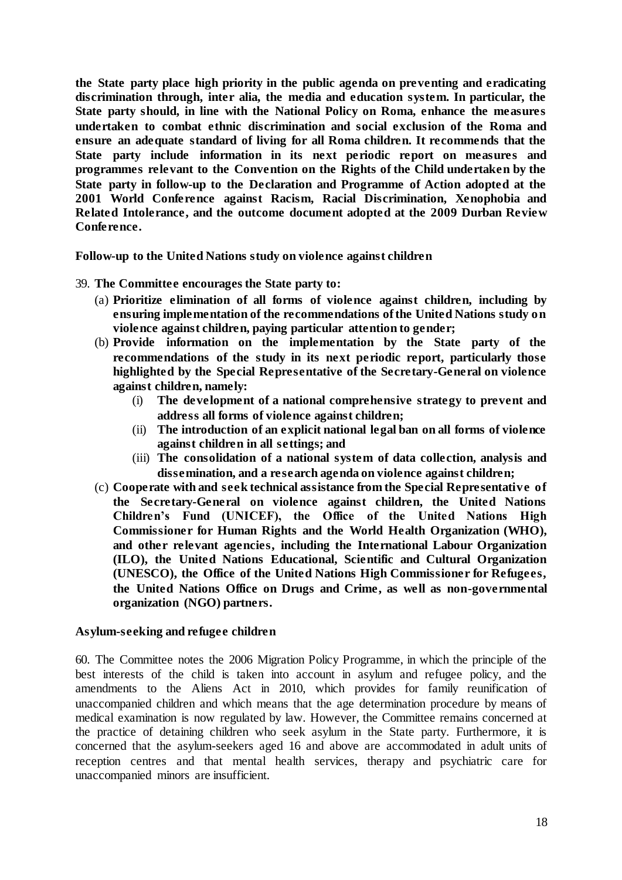**the State party place high priority in the public agenda on preventing and eradicating discrimination through, inter alia, the media and education system. In particular, the State party should, in line with the National Policy on Roma, enhance the measures undertaken to combat ethnic discrimination and social exclusion of the Roma and ensure an adequate standard of living for all Roma children. It recommends that the State party include information in its next periodic report on measures and programmes relevant to the Convention on the Rights of the Child undertaken by the State party in follow-up to the Declaration and Programme of Action adopted at the 2001 World Conference against Racism, Racial Discrimination, Xenophobia and Related Intolerance, and the outcome document adopted at the 2009 Durban Review Conference.**

**Follow-up to the United Nations study on violence against children**

39. **The Committee encourages the State party to:**

(a) **Prioritize elimination of all forms of violence against children, including by ensuring implementation of the recommendations of the United Nations study on violence against children, paying particular attention to gender;**

(b) **Provide information on the implementation by the State party of the recommendations of the study in its next periodic report, particularly those highlighted by the Special Representative of the Secretary-General on violence against children, namely:**

(i) **The development of a national comprehensive strategy to prevent and address all forms of violence against children;**

(ii) **The introduction of an explicit national legal ban on all forms of violence against children in all settings; and**

(iii) **The consolidation of a national system of data collection, analysis and dissemination, and a research agenda on violence against children;**

(c) **Cooperate with and seek technical assistance from the Special Representative of the Secretary-General on violence against children, the United Nations Children's Fund (UNICEF), the Office of the United Nations High Commissioner for Human Rights and the World Health Organization (WHO), and other relevant agencies, including the International Labour Organization (ILO), the United Nations Educational, Scientific and Cultural Organization (UNESCO), the Office of the United Nations High Commissioner for Refugees, the United Nations Office on Drugs and Crime, as well as non-governmental organization (NGO) partners.**

**Asylum-seeking and refugee children**

60. The Committee notes the 2006 Migration Policy Programme, in which the principle of the best interests of the child is taken into account in asylum and refugee policy, and the amendments to the Aliens Act in 2010, which provides for family reunification of unaccompanied children and which means that the age determination procedure by means of medical examination is now regulated by law. However, the Committee remains concerned at the practice of detaining children who seek asylum in the State party. Furthermore, it is concerned that the asylum-seekers aged 16 and above are accommodated in adult units of reception centres and that mental health services, therapy and psychiatric care for unaccompanied minors are insufficient.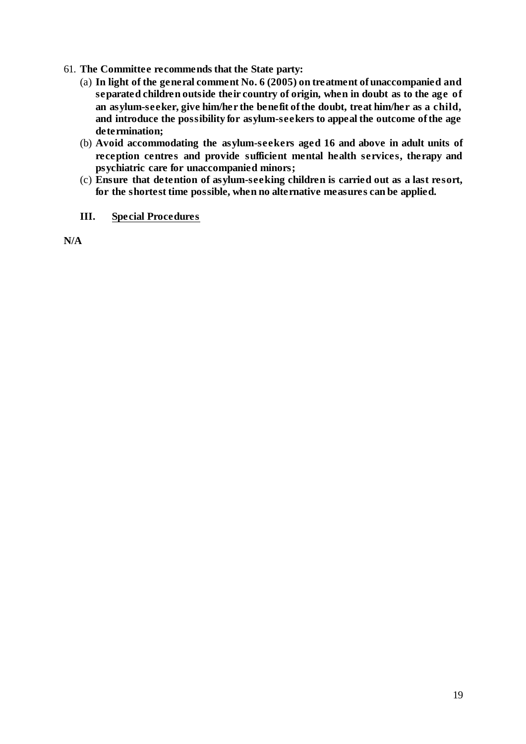61. **The Committee recommends that the State party:**
    (a) **In light of the general comment No. 6 (2005) on treatment of unaccompanied and separated children outside their country of origin, when in doubt as to the age of an asylum-seeker, give him/her the benefit of the doubt, treat him/her as a child, and introduce the possibility for asylum-seekers to appeal the outcome of the age determination;**
    (b) **Avoid accommodating the asylum-seekers aged 16 and above in adult units of reception centres and provide sufficient mental health services, therapy and psychiatric care for unaccompanied minors;**
    (c) **Ensure that detention of asylum-seeking children is carried out as a last resort, for the shortest time possible, when no alternative measures can be applied.**

## III. Special Procedures

**N/A**